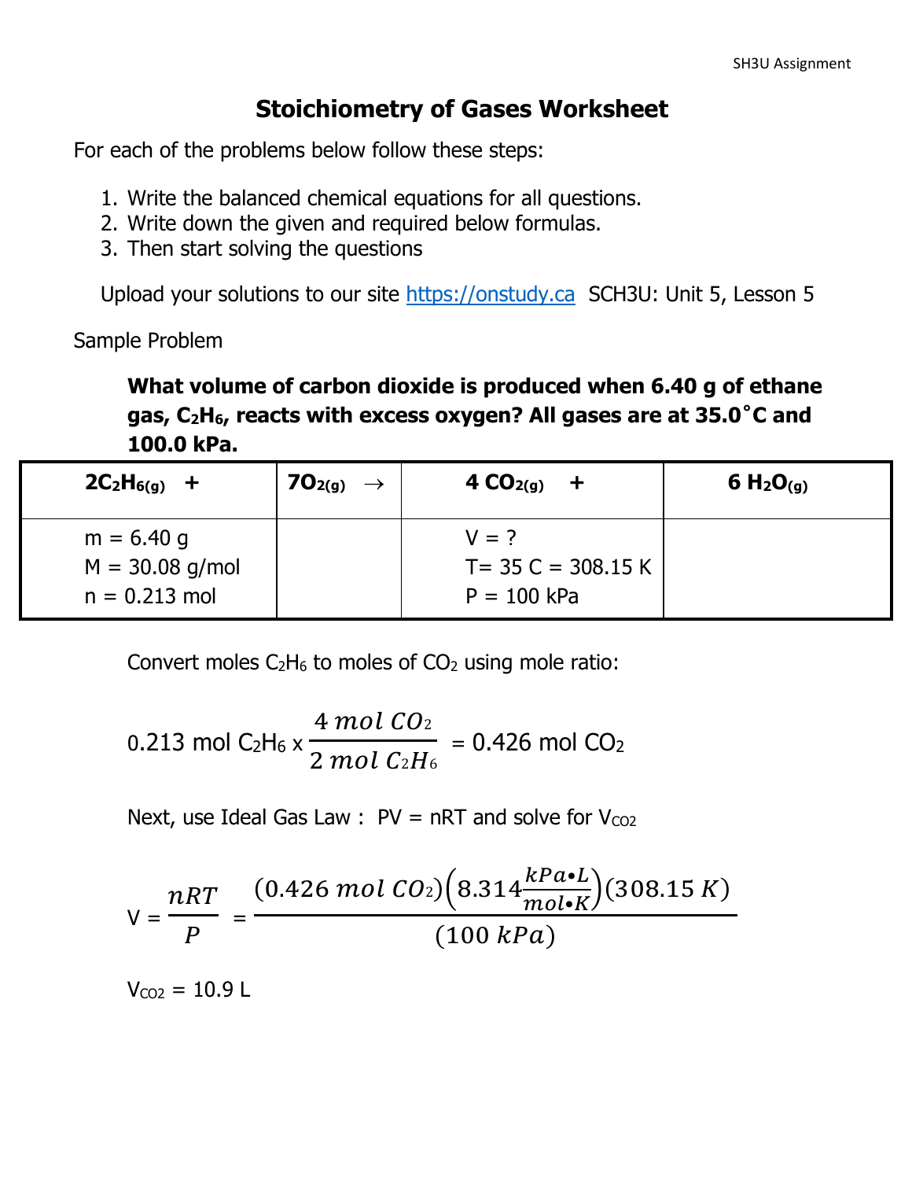# Stoichiometry of Gases Worksheet

For each of the problems below follow these steps:

1. Write the balanced chemical equations for all questions.
2. Write down the given and required below formulas.
3. Then start solving the questions

Upload your solutions to our site https://onstudy.ca SCH3U: Unit 5, Lesson 5

Sample Problem

**What volume of carbon dioxide is produced when 6.40 g of ethane gas, $C_2H_6$, reacts with excess oxygen? All gases are at 35.0˚C and 100.0 kPa.**

| $2C_2H_{6(g)}$ + | $7O_{2(g)}$ → | $4\ CO_{2(g)}$ + | $6\ H_2O_{(g)}$ |
|---|---|---|---|
| m = 6.40 g<br>M = 30.08 g/mol<br>n = 0.213 mol | | V = ?<br>T= 35 C = 308.15 K<br>P = 100 kPa | |

Convert moles $C_2H_6$ to moles of $CO_2$ using mole ratio:

$$0.213 \text{ mol } C_2H_6 \times \frac{4\ mol\ CO_2}{2\ mol\ C_2H_6} = 0.426 \text{ mol } CO_2$$

Next, use Ideal Gas Law : PV = nRT and solve for $V_{CO2}$

$$V = \frac{nRT}{P} = \frac{(0.426\ mol\ CO_2)\left(8.314\frac{kPa \bullet L}{mol \bullet K}\right)(308.15\ K)}{(100\ kPa)}$$

$V_{CO2}$ = 10.9 L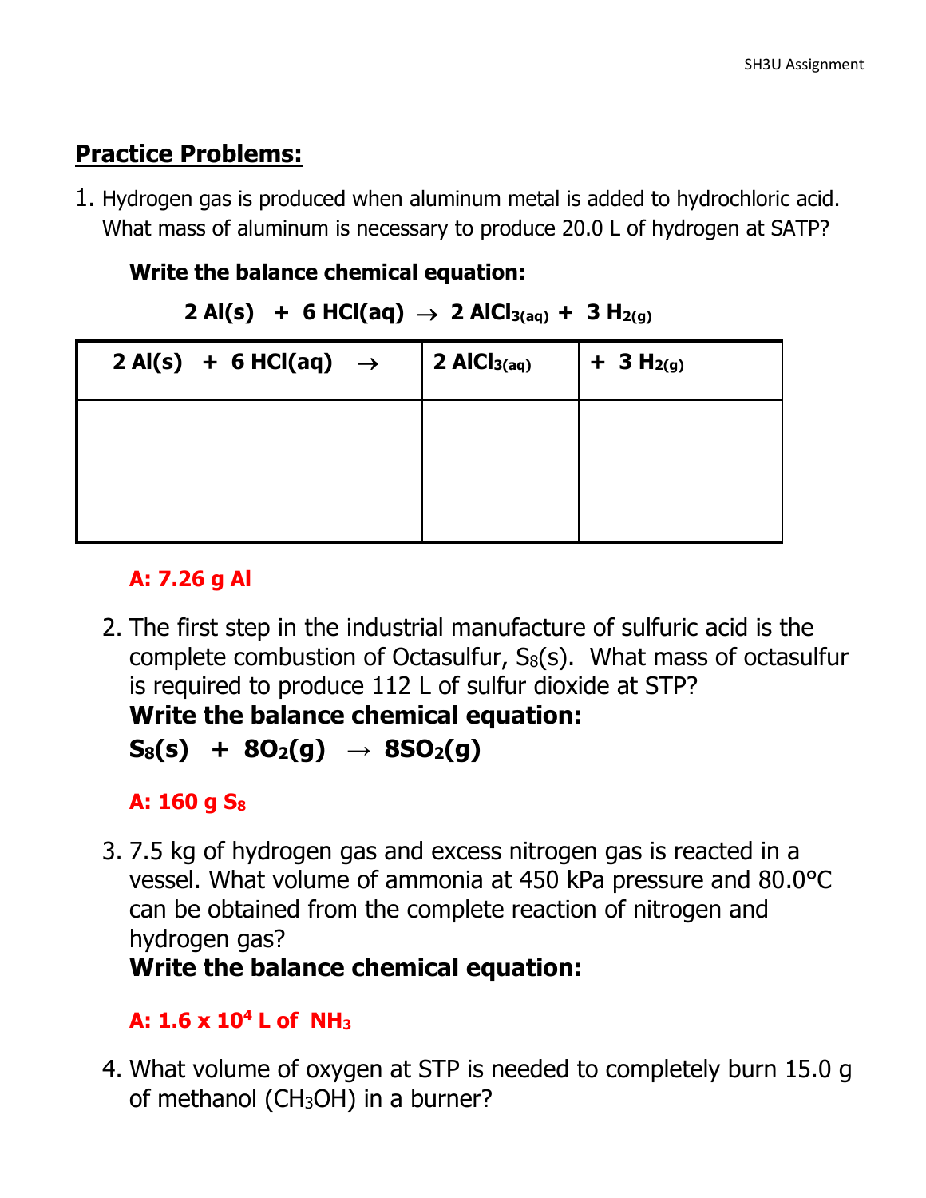## Practice Problems:

1. Hydrogen gas is produced when aluminum metal is added to hydrochloric acid. What mass of aluminum is necessary to produce 20.0 L of hydrogen at SATP?

   **Write the balance chemical equation:**

   $$2\ Al(s)\ +\ 6\ HCl(aq)\ \rightarrow\ 2\ AlCl_{3(aq)}\ +\ 3\ H_{2(g)}$$

| $2\ Al(s)\ +\ 6\ HCl(aq)\ \rightarrow$ | $2\ AlCl_{3(aq)}$ | $+\ 3\ H_{2(g)}$ |
|---|---|---|
| | | |

   **A: 7.26 g Al**

2. The first step in the industrial manufacture of sulfuric acid is the complete combustion of Octasulfur, $S_8(s)$. What mass of octasulfur is required to produce 112 L of sulfur dioxide at STP?

   **Write the balance chemical equation:**

   $$S_8(s)\ +\ 8O_2(g)\ \rightarrow\ 8SO_2(g)$$

   **A: 160 g $S_8$**

3. 7.5 kg of hydrogen gas and excess nitrogen gas is reacted in a vessel. What volume of ammonia at 450 kPa pressure and 80.0°C can be obtained from the complete reaction of nitrogen and hydrogen gas?

   **Write the balance chemical equation:**

   **A: $1.6 \times 10^4$ L of $NH_3$**

4. What volume of oxygen at STP is needed to completely burn 15.0 g of methanol ($CH_3OH$) in a burner?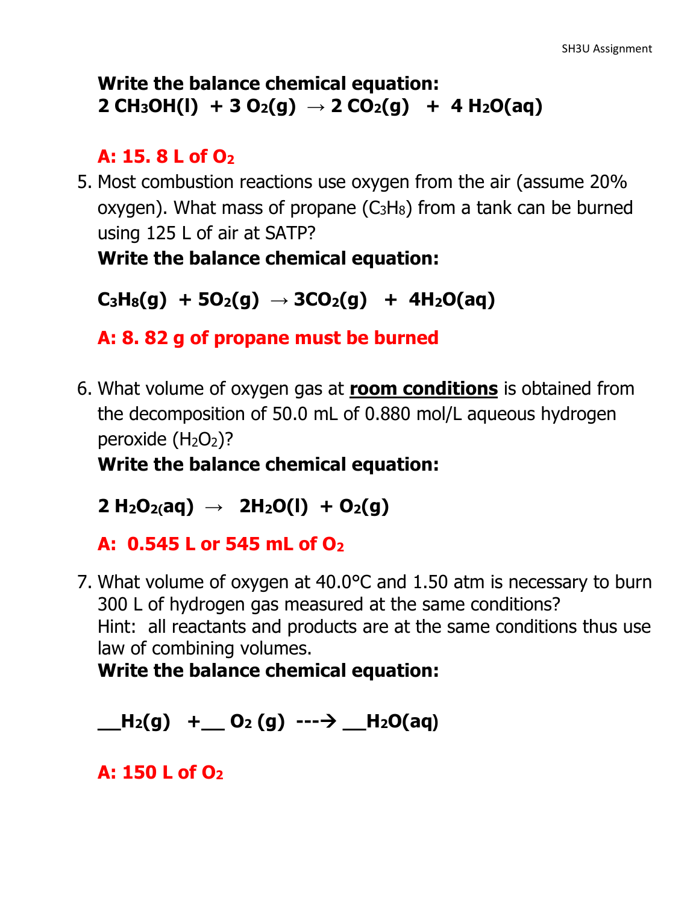**Write the balance chemical equation:**
**$2\ CH_3OH(l) + 3\ O_2(g) \rightarrow 2\ CO_2(g) + 4\ H_2O(aq)$**

**A: 15. 8 L of $O_2$**

5. Most combustion reactions use oxygen from the air (assume 20% oxygen). What mass of propane ($C_3H_8$) from a tank can be burned using 125 L of air at SATP?
   **Write the balance chemical equation:**

   **$C_3H_8(g) + 5O_2(g) \rightarrow 3CO_2(g) + 4H_2O(aq)$**

   **A: 8. 82 g of propane must be burned**

6. What volume of oxygen gas at **<u>room conditions</u>** is obtained from the decomposition of 50.0 mL of 0.880 mol/L aqueous hydrogen peroxide ($H_2O_2$)?
   **Write the balance chemical equation:**

   **$2\ H_2O_2(aq) \rightarrow 2H_2O(l) + O_2(g)$**

   **A: 0.545 L or 545 mL of $O_2$**

7. What volume of oxygen at 40.0°C and 1.50 atm is necessary to burn 300 L of hydrogen gas measured at the same conditions?
   Hint: all reactants and products are at the same conditions thus use law of combining volumes.
   **Write the balance chemical equation:**

   **__$H_2(g)$ +__ $O_2(g)$ ---→ __$H_2O(aq)$**

   **A: 150 L of $O_2$**